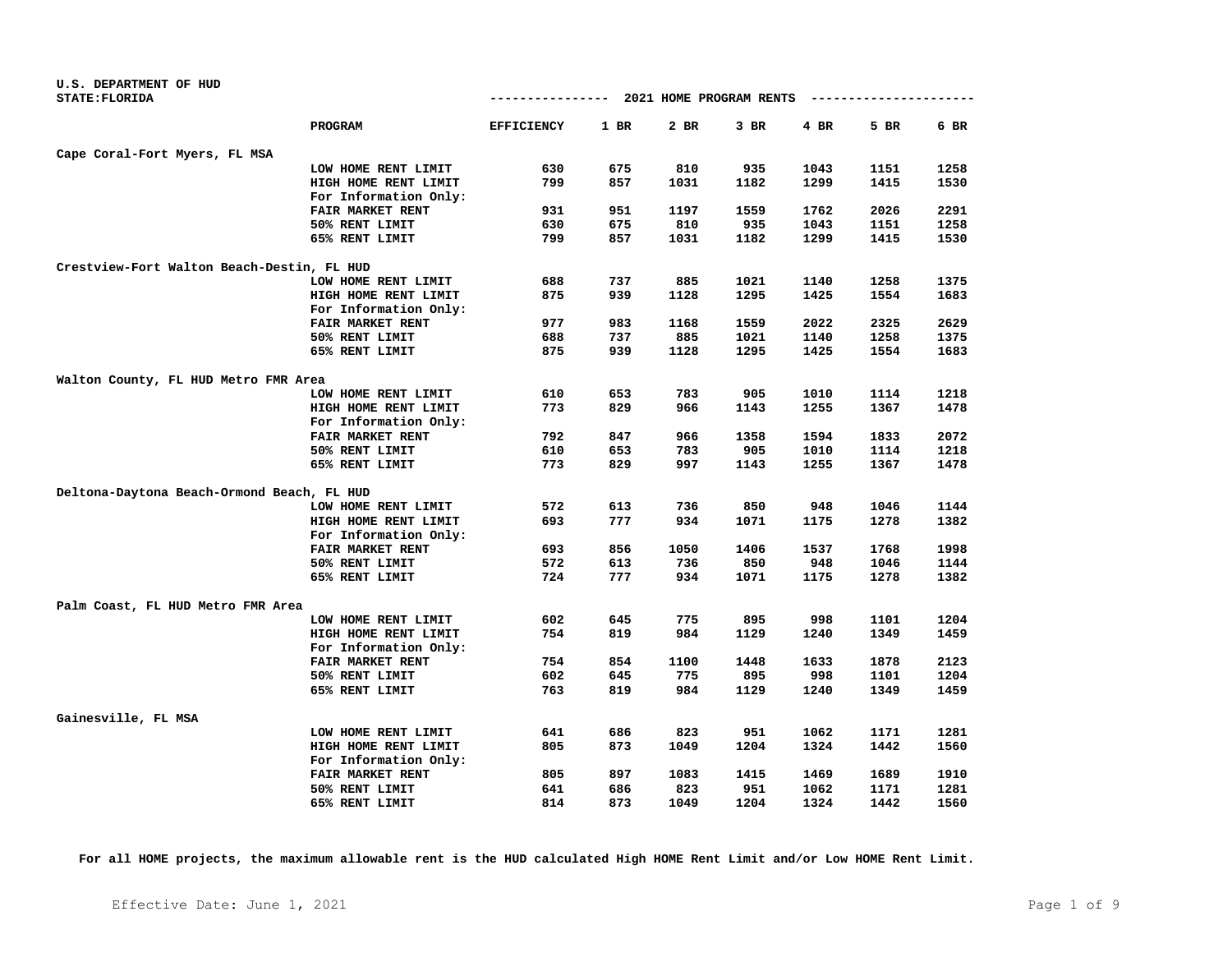U.S. DEPARTMENT OF HUD
STATE:FLORIDA

## 2021 HOME PROGRAM RENTS

| | PROGRAM | EFFICIENCY | 1 BR | 2 BR | 3 BR | 4 BR | 5 BR | 6 BR |
|---|---|---|---|---|---|---|---|---|
| **Cape Coral-Fort Myers, FL MSA** | | | | | | | | |
| | LOW HOME RENT LIMIT | 630 | 675 | 810 | 935 | 1043 | 1151 | 1258 |
| | HIGH HOME RENT LIMIT | 799 | 857 | 1031 | 1182 | 1299 | 1415 | 1530 |
| | For Information Only: | | | | | | | |
| | FAIR MARKET RENT | 931 | 951 | 1197 | 1559 | 1762 | 2026 | 2291 |
| | 50% RENT LIMIT | 630 | 675 | 810 | 935 | 1043 | 1151 | 1258 |
| | 65% RENT LIMIT | 799 | 857 | 1031 | 1182 | 1299 | 1415 | 1530 |
| **Crestview-Fort Walton Beach-Destin, FL HUD** | | | | | | | | |
| | LOW HOME RENT LIMIT | 688 | 737 | 885 | 1021 | 1140 | 1258 | 1375 |
| | HIGH HOME RENT LIMIT | 875 | 939 | 1128 | 1295 | 1425 | 1554 | 1683 |
| | For Information Only: | | | | | | | |
| | FAIR MARKET RENT | 977 | 983 | 1168 | 1559 | 2022 | 2325 | 2629 |
| | 50% RENT LIMIT | 688 | 737 | 885 | 1021 | 1140 | 1258 | 1375 |
| | 65% RENT LIMIT | 875 | 939 | 1128 | 1295 | 1425 | 1554 | 1683 |
| **Walton County, FL HUD Metro FMR Area** | | | | | | | | |
| | LOW HOME RENT LIMIT | 610 | 653 | 783 | 905 | 1010 | 1114 | 1218 |
| | HIGH HOME RENT LIMIT | 773 | 829 | 966 | 1143 | 1255 | 1367 | 1478 |
| | For Information Only: | | | | | | | |
| | FAIR MARKET RENT | 792 | 847 | 966 | 1358 | 1594 | 1833 | 2072 |
| | 50% RENT LIMIT | 610 | 653 | 783 | 905 | 1010 | 1114 | 1218 |
| | 65% RENT LIMIT | 773 | 829 | 997 | 1143 | 1255 | 1367 | 1478 |
| **Deltona-Daytona Beach-Ormond Beach, FL HUD** | | | | | | | | |
| | LOW HOME RENT LIMIT | 572 | 613 | 736 | 850 | 948 | 1046 | 1144 |
| | HIGH HOME RENT LIMIT | 693 | 777 | 934 | 1071 | 1175 | 1278 | 1382 |
| | For Information Only: | | | | | | | |
| | FAIR MARKET RENT | 693 | 856 | 1050 | 1406 | 1537 | 1768 | 1998 |
| | 50% RENT LIMIT | 572 | 613 | 736 | 850 | 948 | 1046 | 1144 |
| | 65% RENT LIMIT | 724 | 777 | 934 | 1071 | 1175 | 1278 | 1382 |
| **Palm Coast, FL HUD Metro FMR Area** | | | | | | | | |
| | LOW HOME RENT LIMIT | 602 | 645 | 775 | 895 | 998 | 1101 | 1204 |
| | HIGH HOME RENT LIMIT | 754 | 819 | 984 | 1129 | 1240 | 1349 | 1459 |
| | For Information Only: | | | | | | | |
| | FAIR MARKET RENT | 754 | 854 | 1100 | 1448 | 1633 | 1878 | 2123 |
| | 50% RENT LIMIT | 602 | 645 | 775 | 895 | 998 | 1101 | 1204 |
| | 65% RENT LIMIT | 763 | 819 | 984 | 1129 | 1240 | 1349 | 1459 |
| **Gainesville, FL MSA** | | | | | | | | |
| | LOW HOME RENT LIMIT | 641 | 686 | 823 | 951 | 1062 | 1171 | 1281 |
| | HIGH HOME RENT LIMIT | 805 | 873 | 1049 | 1204 | 1324 | 1442 | 1560 |
| | For Information Only: | | | | | | | |
| | FAIR MARKET RENT | 805 | 897 | 1083 | 1415 | 1469 | 1689 | 1910 |
| | 50% RENT LIMIT | 641 | 686 | 823 | 951 | 1062 | 1171 | 1281 |
| | 65% RENT LIMIT | 814 | 873 | 1049 | 1204 | 1324 | 1442 | 1560 |

**For all HOME projects, the maximum allowable rent is the HUD calculated High HOME Rent Limit and/or Low HOME Rent Limit.**

Effective Date: June 1, 2021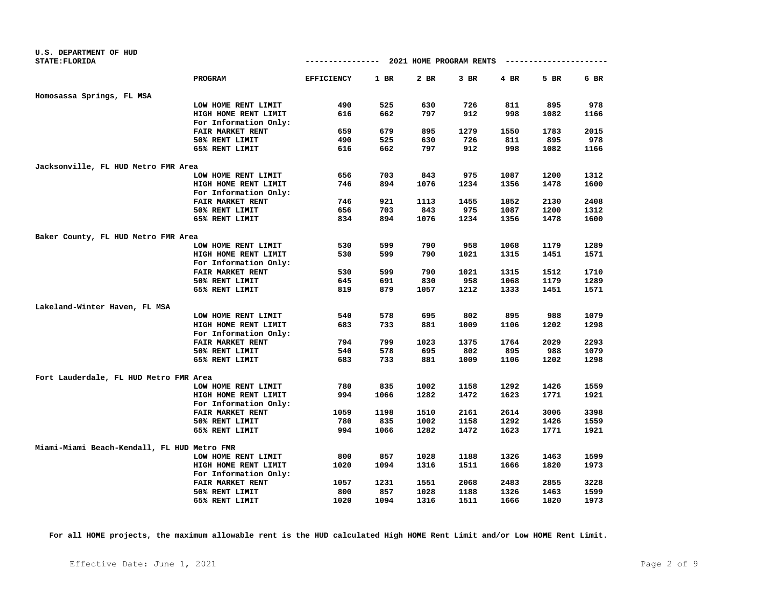U.S. DEPARTMENT OF HUD
STATE:FLORIDA

2021 HOME PROGRAM RENTS

| | PROGRAM | EFFICIENCY | 1 BR | 2 BR | 3 BR | 4 BR | 5 BR | 6 BR |
|---|---|---|---|---|---|---|---|---|
| **Homosassa Springs, FL MSA** | | | | | | | | |
| | LOW HOME RENT LIMIT | 490 | 525 | 630 | 726 | 811 | 895 | 978 |
| | HIGH HOME RENT LIMIT | 616 | 662 | 797 | 912 | 998 | 1082 | 1166 |
| | For Information Only: | | | | | | | |
| | FAIR MARKET RENT | 659 | 679 | 895 | 1279 | 1550 | 1783 | 2015 |
| | 50% RENT LIMIT | 490 | 525 | 630 | 726 | 811 | 895 | 978 |
| | 65% RENT LIMIT | 616 | 662 | 797 | 912 | 998 | 1082 | 1166 |
| **Jacksonville, FL HUD Metro FMR Area** | | | | | | | | |
| | LOW HOME RENT LIMIT | 656 | 703 | 843 | 975 | 1087 | 1200 | 1312 |
| | HIGH HOME RENT LIMIT | 746 | 894 | 1076 | 1234 | 1356 | 1478 | 1600 |
| | For Information Only: | | | | | | | |
| | FAIR MARKET RENT | 746 | 921 | 1113 | 1455 | 1852 | 2130 | 2408 |
| | 50% RENT LIMIT | 656 | 703 | 843 | 975 | 1087 | 1200 | 1312 |
| | 65% RENT LIMIT | 834 | 894 | 1076 | 1234 | 1356 | 1478 | 1600 |
| **Baker County, FL HUD Metro FMR Area** | | | | | | | | |
| | LOW HOME RENT LIMIT | 530 | 599 | 790 | 958 | 1068 | 1179 | 1289 |
| | HIGH HOME RENT LIMIT | 530 | 599 | 790 | 1021 | 1315 | 1451 | 1571 |
| | For Information Only: | | | | | | | |
| | FAIR MARKET RENT | 530 | 599 | 790 | 1021 | 1315 | 1512 | 1710 |
| | 50% RENT LIMIT | 645 | 691 | 830 | 958 | 1068 | 1179 | 1289 |
| | 65% RENT LIMIT | 819 | 879 | 1057 | 1212 | 1333 | 1451 | 1571 |
| **Lakeland-Winter Haven, FL MSA** | | | | | | | | |
| | LOW HOME RENT LIMIT | 540 | 578 | 695 | 802 | 895 | 988 | 1079 |
| | HIGH HOME RENT LIMIT | 683 | 733 | 881 | 1009 | 1106 | 1202 | 1298 |
| | For Information Only: | | | | | | | |
| | FAIR MARKET RENT | 794 | 799 | 1023 | 1375 | 1764 | 2029 | 2293 |
| | 50% RENT LIMIT | 540 | 578 | 695 | 802 | 895 | 988 | 1079 |
| | 65% RENT LIMIT | 683 | 733 | 881 | 1009 | 1106 | 1202 | 1298 |
| **Fort Lauderdale, FL HUD Metro FMR Area** | | | | | | | | |
| | LOW HOME RENT LIMIT | 780 | 835 | 1002 | 1158 | 1292 | 1426 | 1559 |
| | HIGH HOME RENT LIMIT | 994 | 1066 | 1282 | 1472 | 1623 | 1771 | 1921 |
| | For Information Only: | | | | | | | |
| | FAIR MARKET RENT | 1059 | 1198 | 1510 | 2161 | 2614 | 3006 | 3398 |
| | 50% RENT LIMIT | 780 | 835 | 1002 | 1158 | 1292 | 1426 | 1559 |
| | 65% RENT LIMIT | 994 | 1066 | 1282 | 1472 | 1623 | 1771 | 1921 |
| **Miami-Miami Beach-Kendall, FL HUD Metro FMR** | | | | | | | | |
| | LOW HOME RENT LIMIT | 800 | 857 | 1028 | 1188 | 1326 | 1463 | 1599 |
| | HIGH HOME RENT LIMIT | 1020 | 1094 | 1316 | 1511 | 1666 | 1820 | 1973 |
| | For Information Only: | | | | | | | |
| | FAIR MARKET RENT | 1057 | 1231 | 1551 | 2068 | 2483 | 2855 | 3228 |
| | 50% RENT LIMIT | 800 | 857 | 1028 | 1188 | 1326 | 1463 | 1599 |
| | 65% RENT LIMIT | 1020 | 1094 | 1316 | 1511 | 1666 | 1820 | 1973 |

**For all HOME projects, the maximum allowable rent is the HUD calculated High HOME Rent Limit and/or Low HOME Rent Limit.**

Effective Date: June 1, 2021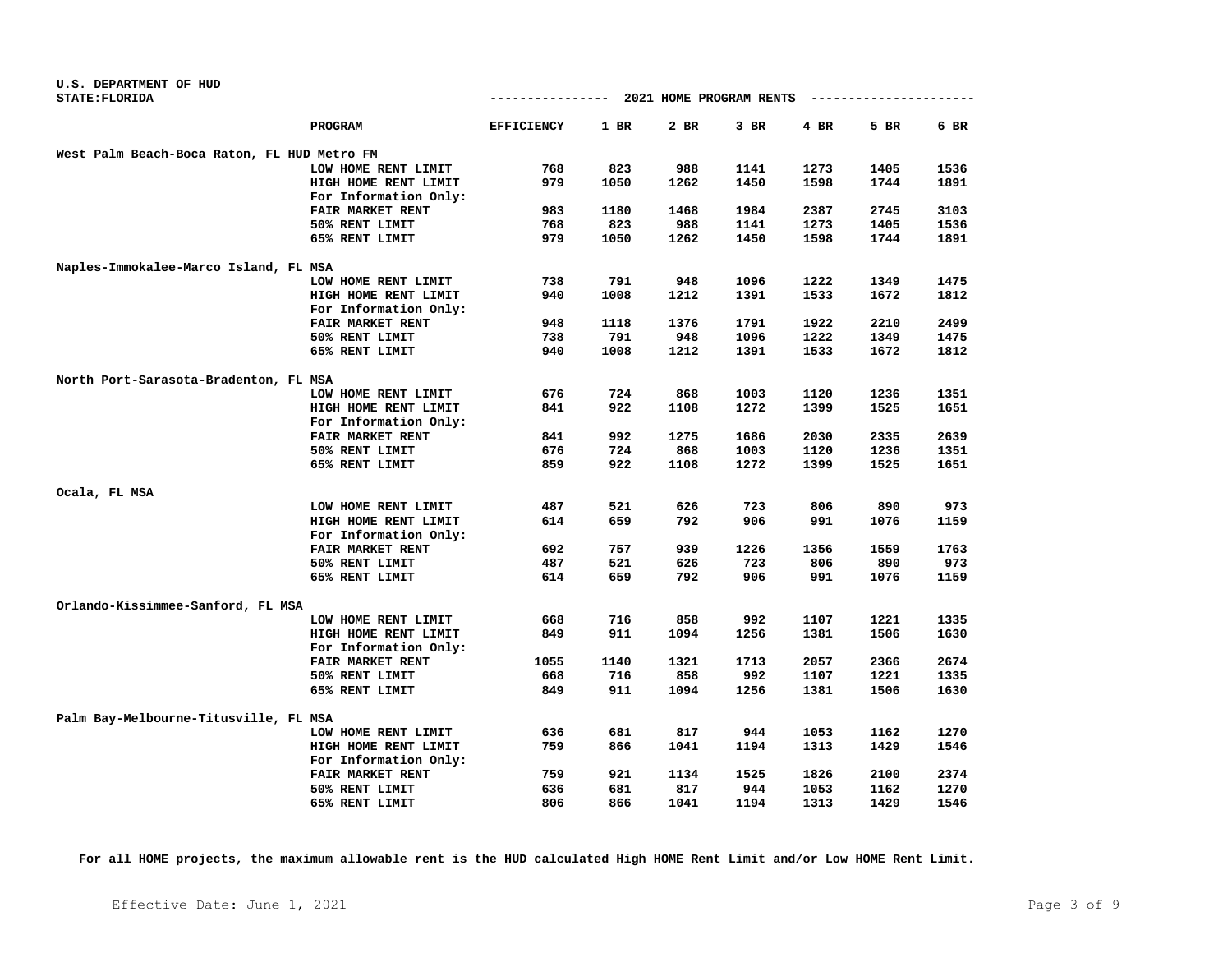U.S. DEPARTMENT OF HUD
STATE:FLORIDA

## 2021 HOME PROGRAM RENTS

| | PROGRAM | EFFICIENCY | 1 BR | 2 BR | 3 BR | 4 BR | 5 BR | 6 BR |
|---|---|---|---|---|---|---|---|---|
| West Palm Beach-Boca Raton, FL HUD Metro FM | | | | | | | | |
| | LOW HOME RENT LIMIT | 768 | 823 | 988 | 1141 | 1273 | 1405 | 1536 |
| | HIGH HOME RENT LIMIT | 979 | 1050 | 1262 | 1450 | 1598 | 1744 | 1891 |
| | For Information Only: | | | | | | | |
| | FAIR MARKET RENT | 983 | 1180 | 1468 | 1984 | 2387 | 2745 | 3103 |
| | 50% RENT LIMIT | 768 | 823 | 988 | 1141 | 1273 | 1405 | 1536 |
| | 65% RENT LIMIT | 979 | 1050 | 1262 | 1450 | 1598 | 1744 | 1891 |
| Naples-Immokalee-Marco Island, FL MSA | | | | | | | | |
| | LOW HOME RENT LIMIT | 738 | 791 | 948 | 1096 | 1222 | 1349 | 1475 |
| | HIGH HOME RENT LIMIT | 940 | 1008 | 1212 | 1391 | 1533 | 1672 | 1812 |
| | For Information Only: | | | | | | | |
| | FAIR MARKET RENT | 948 | 1118 | 1376 | 1791 | 1922 | 2210 | 2499 |
| | 50% RENT LIMIT | 738 | 791 | 948 | 1096 | 1222 | 1349 | 1475 |
| | 65% RENT LIMIT | 940 | 1008 | 1212 | 1391 | 1533 | 1672 | 1812 |
| North Port-Sarasota-Bradenton, FL MSA | | | | | | | | |
| | LOW HOME RENT LIMIT | 676 | 724 | 868 | 1003 | 1120 | 1236 | 1351 |
| | HIGH HOME RENT LIMIT | 841 | 922 | 1108 | 1272 | 1399 | 1525 | 1651 |
| | For Information Only: | | | | | | | |
| | FAIR MARKET RENT | 841 | 992 | 1275 | 1686 | 2030 | 2335 | 2639 |
| | 50% RENT LIMIT | 676 | 724 | 868 | 1003 | 1120 | 1236 | 1351 |
| | 65% RENT LIMIT | 859 | 922 | 1108 | 1272 | 1399 | 1525 | 1651 |
| Ocala, FL MSA | | | | | | | | |
| | LOW HOME RENT LIMIT | 487 | 521 | 626 | 723 | 806 | 890 | 973 |
| | HIGH HOME RENT LIMIT | 614 | 659 | 792 | 906 | 991 | 1076 | 1159 |
| | For Information Only: | | | | | | | |
| | FAIR MARKET RENT | 692 | 757 | 939 | 1226 | 1356 | 1559 | 1763 |
| | 50% RENT LIMIT | 487 | 521 | 626 | 723 | 806 | 890 | 973 |
| | 65% RENT LIMIT | 614 | 659 | 792 | 906 | 991 | 1076 | 1159 |
| Orlando-Kissimmee-Sanford, FL MSA | | | | | | | | |
| | LOW HOME RENT LIMIT | 668 | 716 | 858 | 992 | 1107 | 1221 | 1335 |
| | HIGH HOME RENT LIMIT | 849 | 911 | 1094 | 1256 | 1381 | 1506 | 1630 |
| | For Information Only: | | | | | | | |
| | FAIR MARKET RENT | 1055 | 1140 | 1321 | 1713 | 2057 | 2366 | 2674 |
| | 50% RENT LIMIT | 668 | 716 | 858 | 992 | 1107 | 1221 | 1335 |
| | 65% RENT LIMIT | 849 | 911 | 1094 | 1256 | 1381 | 1506 | 1630 |
| Palm Bay-Melbourne-Titusville, FL MSA | | | | | | | | |
| | LOW HOME RENT LIMIT | 636 | 681 | 817 | 944 | 1053 | 1162 | 1270 |
| | HIGH HOME RENT LIMIT | 759 | 866 | 1041 | 1194 | 1313 | 1429 | 1546 |
| | For Information Only: | | | | | | | |
| | FAIR MARKET RENT | 759 | 921 | 1134 | 1525 | 1826 | 2100 | 2374 |
| | 50% RENT LIMIT | 636 | 681 | 817 | 944 | 1053 | 1162 | 1270 |
| | 65% RENT LIMIT | 806 | 866 | 1041 | 1194 | 1313 | 1429 | 1546 |

**For all HOME projects, the maximum allowable rent is the HUD calculated High HOME Rent Limit and/or Low HOME Rent Limit.**

Effective Date: June 1, 2021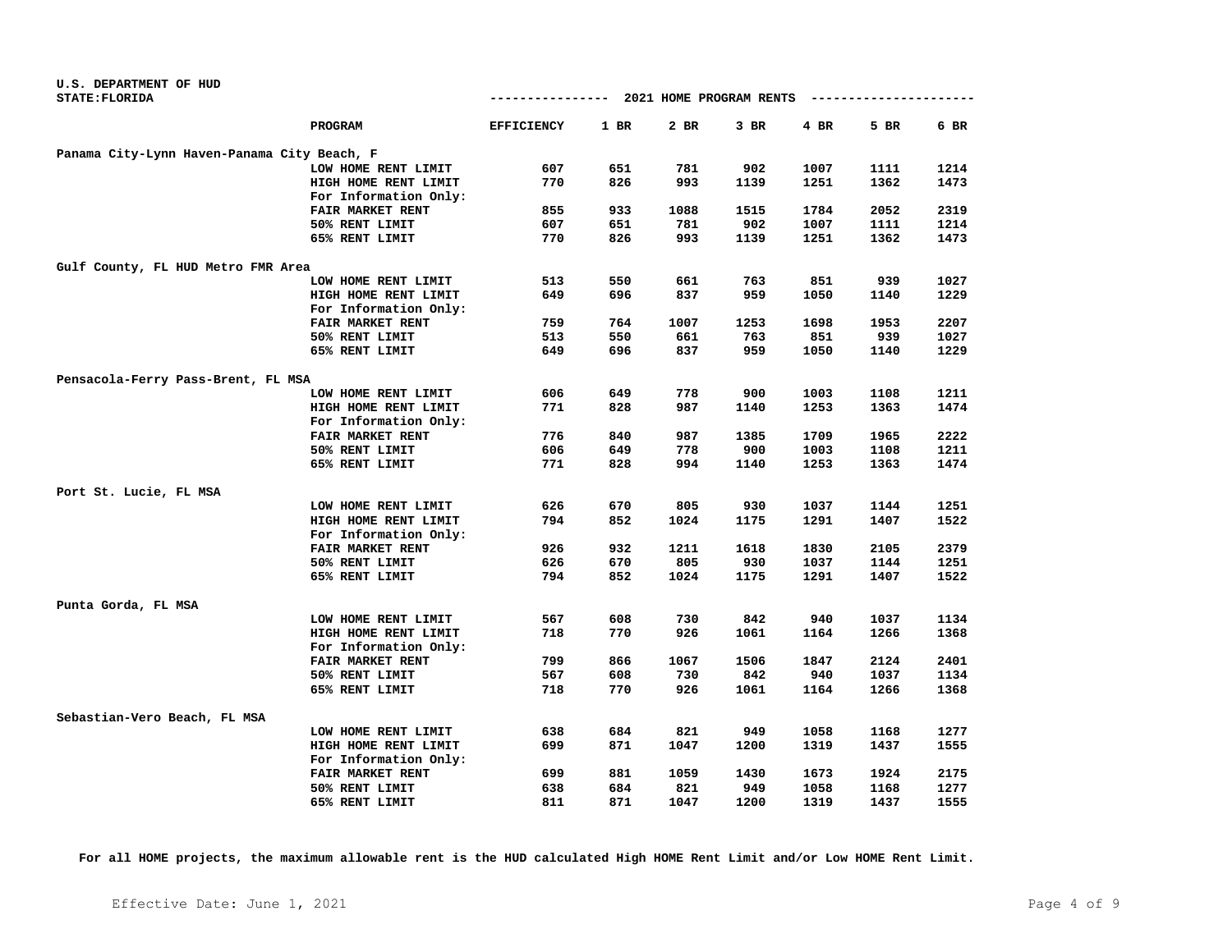U.S. DEPARTMENT OF HUD
STATE:FLORIDA

## 2021 HOME PROGRAM RENTS

| PROGRAM | EFFICIENCY | 1 BR | 2 BR | 3 BR | 4 BR | 5 BR | 6 BR |
|---|---|---|---|---|---|---|---|
| **Panama City-Lynn Haven-Panama City Beach, F** | | | | | | | |
| LOW HOME RENT LIMIT | 607 | 651 | 781 | 902 | 1007 | 1111 | 1214 |
| HIGH HOME RENT LIMIT | 770 | 826 | 993 | 1139 | 1251 | 1362 | 1473 |
| For Information Only: | | | | | | | |
| FAIR MARKET RENT | 855 | 933 | 1088 | 1515 | 1784 | 2052 | 2319 |
| 50% RENT LIMIT | 607 | 651 | 781 | 902 | 1007 | 1111 | 1214 |
| 65% RENT LIMIT | 770 | 826 | 993 | 1139 | 1251 | 1362 | 1473 |
| **Gulf County, FL HUD Metro FMR Area** | | | | | | | |
| LOW HOME RENT LIMIT | 513 | 550 | 661 | 763 | 851 | 939 | 1027 |
| HIGH HOME RENT LIMIT | 649 | 696 | 837 | 959 | 1050 | 1140 | 1229 |
| For Information Only: | | | | | | | |
| FAIR MARKET RENT | 759 | 764 | 1007 | 1253 | 1698 | 1953 | 2207 |
| 50% RENT LIMIT | 513 | 550 | 661 | 763 | 851 | 939 | 1027 |
| 65% RENT LIMIT | 649 | 696 | 837 | 959 | 1050 | 1140 | 1229 |
| **Pensacola-Ferry Pass-Brent, FL MSA** | | | | | | | |
| LOW HOME RENT LIMIT | 606 | 649 | 778 | 900 | 1003 | 1108 | 1211 |
| HIGH HOME RENT LIMIT | 771 | 828 | 987 | 1140 | 1253 | 1363 | 1474 |
| For Information Only: | | | | | | | |
| FAIR MARKET RENT | 776 | 840 | 987 | 1385 | 1709 | 1965 | 2222 |
| 50% RENT LIMIT | 606 | 649 | 778 | 900 | 1003 | 1108 | 1211 |
| 65% RENT LIMIT | 771 | 828 | 994 | 1140 | 1253 | 1363 | 1474 |
| **Port St. Lucie, FL MSA** | | | | | | | |
| LOW HOME RENT LIMIT | 626 | 670 | 805 | 930 | 1037 | 1144 | 1251 |
| HIGH HOME RENT LIMIT | 794 | 852 | 1024 | 1175 | 1291 | 1407 | 1522 |
| For Information Only: | | | | | | | |
| FAIR MARKET RENT | 926 | 932 | 1211 | 1618 | 1830 | 2105 | 2379 |
| 50% RENT LIMIT | 626 | 670 | 805 | 930 | 1037 | 1144 | 1251 |
| 65% RENT LIMIT | 794 | 852 | 1024 | 1175 | 1291 | 1407 | 1522 |
| **Punta Gorda, FL MSA** | | | | | | | |
| LOW HOME RENT LIMIT | 567 | 608 | 730 | 842 | 940 | 1037 | 1134 |
| HIGH HOME RENT LIMIT | 718 | 770 | 926 | 1061 | 1164 | 1266 | 1368 |
| For Information Only: | | | | | | | |
| FAIR MARKET RENT | 799 | 866 | 1067 | 1506 | 1847 | 2124 | 2401 |
| 50% RENT LIMIT | 567 | 608 | 730 | 842 | 940 | 1037 | 1134 |
| 65% RENT LIMIT | 718 | 770 | 926 | 1061 | 1164 | 1266 | 1368 |
| **Sebastian-Vero Beach, FL MSA** | | | | | | | |
| LOW HOME RENT LIMIT | 638 | 684 | 821 | 949 | 1058 | 1168 | 1277 |
| HIGH HOME RENT LIMIT | 699 | 871 | 1047 | 1200 | 1319 | 1437 | 1555 |
| For Information Only: | | | | | | | |
| FAIR MARKET RENT | 699 | 881 | 1059 | 1430 | 1673 | 1924 | 2175 |
| 50% RENT LIMIT | 638 | 684 | 821 | 949 | 1058 | 1168 | 1277 |
| 65% RENT LIMIT | 811 | 871 | 1047 | 1200 | 1319 | 1437 | 1555 |

**For all HOME projects, the maximum allowable rent is the HUD calculated High HOME Rent Limit and/or Low HOME Rent Limit.**

Effective Date: June 1, 2021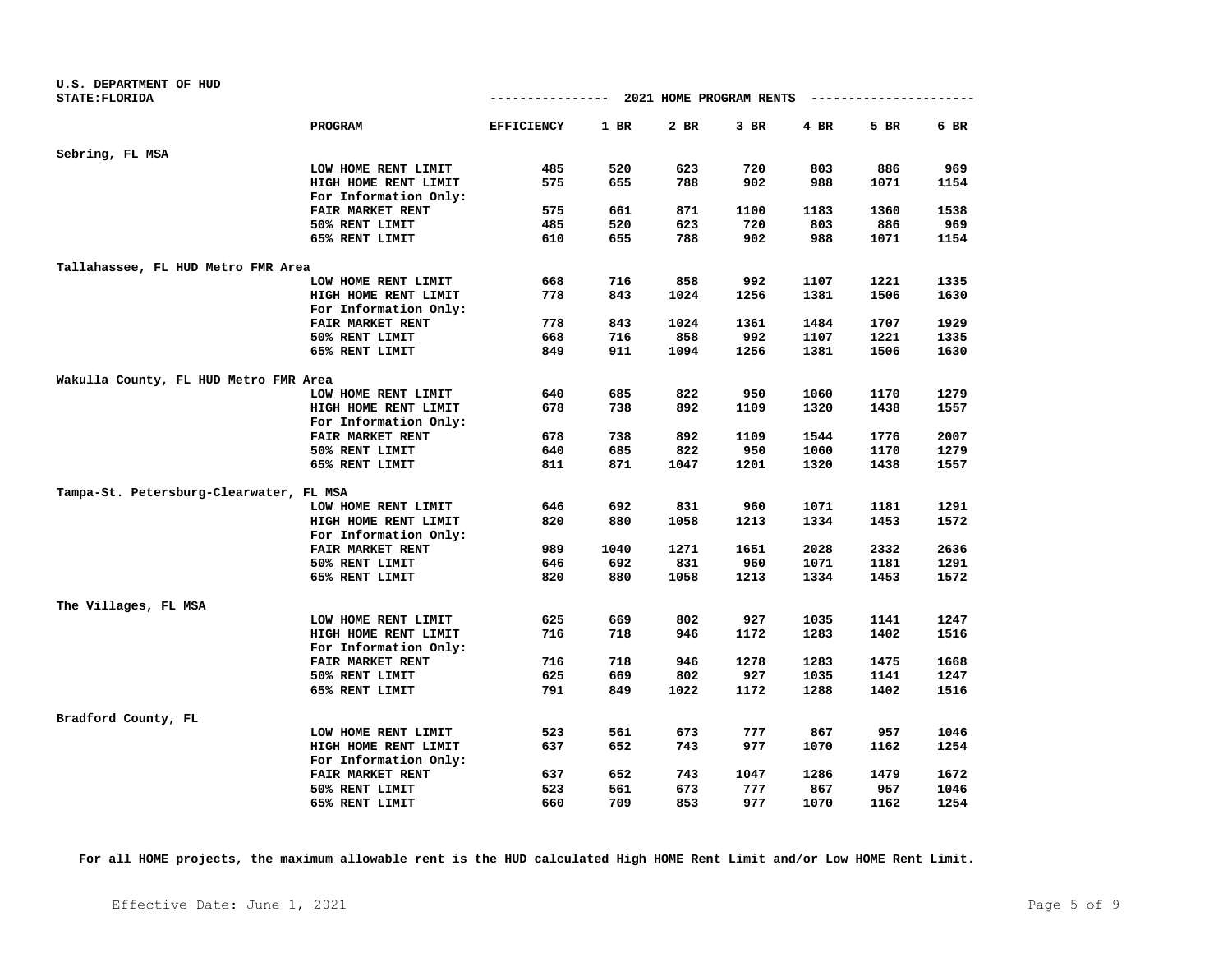U.S. DEPARTMENT OF HUD
STATE:FLORIDA

## 2021 HOME PROGRAM RENTS

| | PROGRAM | EFFICIENCY | 1 BR | 2 BR | 3 BR | 4 BR | 5 BR | 6 BR |
|---|---|---|---|---|---|---|---|---|
| **Sebring, FL MSA** | | | | | | | | |
| | LOW HOME RENT LIMIT | 485 | 520 | 623 | 720 | 803 | 886 | 969 |
| | HIGH HOME RENT LIMIT | 575 | 655 | 788 | 902 | 988 | 1071 | 1154 |
| | For Information Only: | | | | | | | |
| | FAIR MARKET RENT | 575 | 661 | 871 | 1100 | 1183 | 1360 | 1538 |
| | 50% RENT LIMIT | 485 | 520 | 623 | 720 | 803 | 886 | 969 |
| | 65% RENT LIMIT | 610 | 655 | 788 | 902 | 988 | 1071 | 1154 |
| **Tallahassee, FL HUD Metro FMR Area** | | | | | | | | |
| | LOW HOME RENT LIMIT | 668 | 716 | 858 | 992 | 1107 | 1221 | 1335 |
| | HIGH HOME RENT LIMIT | 778 | 843 | 1024 | 1256 | 1381 | 1506 | 1630 |
| | For Information Only: | | | | | | | |
| | FAIR MARKET RENT | 778 | 843 | 1024 | 1361 | 1484 | 1707 | 1929 |
| | 50% RENT LIMIT | 668 | 716 | 858 | 992 | 1107 | 1221 | 1335 |
| | 65% RENT LIMIT | 849 | 911 | 1094 | 1256 | 1381 | 1506 | 1630 |
| **Wakulla County, FL HUD Metro FMR Area** | | | | | | | | |
| | LOW HOME RENT LIMIT | 640 | 685 | 822 | 950 | 1060 | 1170 | 1279 |
| | HIGH HOME RENT LIMIT | 678 | 738 | 892 | 1109 | 1320 | 1438 | 1557 |
| | For Information Only: | | | | | | | |
| | FAIR MARKET RENT | 678 | 738 | 892 | 1109 | 1544 | 1776 | 2007 |
| | 50% RENT LIMIT | 640 | 685 | 822 | 950 | 1060 | 1170 | 1279 |
| | 65% RENT LIMIT | 811 | 871 | 1047 | 1201 | 1320 | 1438 | 1557 |
| **Tampa-St. Petersburg-Clearwater, FL MSA** | | | | | | | | |
| | LOW HOME RENT LIMIT | 646 | 692 | 831 | 960 | 1071 | 1181 | 1291 |
| | HIGH HOME RENT LIMIT | 820 | 880 | 1058 | 1213 | 1334 | 1453 | 1572 |
| | For Information Only: | | | | | | | |
| | FAIR MARKET RENT | 989 | 1040 | 1271 | 1651 | 2028 | 2332 | 2636 |
| | 50% RENT LIMIT | 646 | 692 | 831 | 960 | 1071 | 1181 | 1291 |
| | 65% RENT LIMIT | 820 | 880 | 1058 | 1213 | 1334 | 1453 | 1572 |
| **The Villages, FL MSA** | | | | | | | | |
| | LOW HOME RENT LIMIT | 625 | 669 | 802 | 927 | 1035 | 1141 | 1247 |
| | HIGH HOME RENT LIMIT | 716 | 718 | 946 | 1172 | 1283 | 1402 | 1516 |
| | For Information Only: | | | | | | | |
| | FAIR MARKET RENT | 716 | 718 | 946 | 1278 | 1283 | 1475 | 1668 |
| | 50% RENT LIMIT | 625 | 669 | 802 | 927 | 1035 | 1141 | 1247 |
| | 65% RENT LIMIT | 791 | 849 | 1022 | 1172 | 1288 | 1402 | 1516 |
| **Bradford County, FL** | | | | | | | | |
| | LOW HOME RENT LIMIT | 523 | 561 | 673 | 777 | 867 | 957 | 1046 |
| | HIGH HOME RENT LIMIT | 637 | 652 | 743 | 977 | 1070 | 1162 | 1254 |
| | For Information Only: | | | | | | | |
| | FAIR MARKET RENT | 637 | 652 | 743 | 1047 | 1286 | 1479 | 1672 |
| | 50% RENT LIMIT | 523 | 561 | 673 | 777 | 867 | 957 | 1046 |
| | 65% RENT LIMIT | 660 | 709 | 853 | 977 | 1070 | 1162 | 1254 |

**For all HOME projects, the maximum allowable rent is the HUD calculated High HOME Rent Limit and/or Low HOME Rent Limit.**

Effective Date: June 1, 2021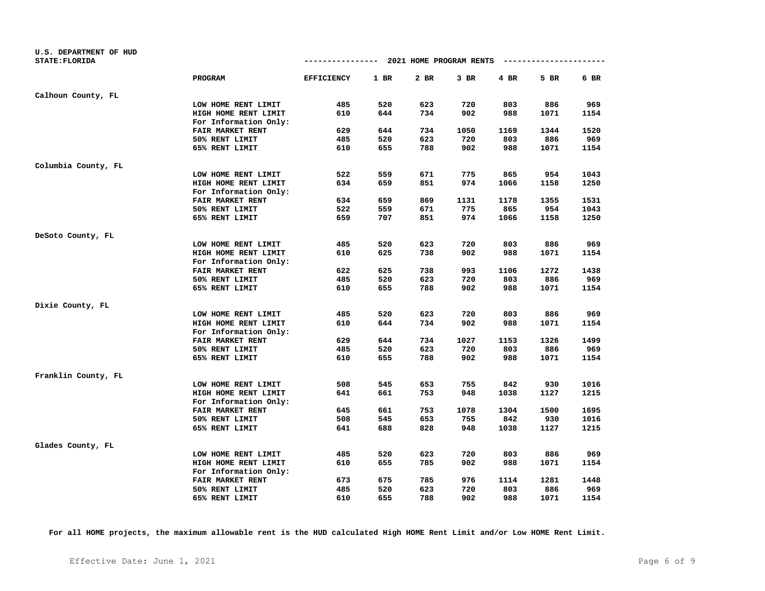U.S. DEPARTMENT OF HUD
STATE:FLORIDA

## 2021 HOME PROGRAM RENTS

| | PROGRAM | EFFICIENCY | 1 BR | 2 BR | 3 BR | 4 BR | 5 BR | 6 BR |
|---|---|---|---|---|---|---|---|---|
| Calhoun County, FL | | | | | | | | |
| | LOW HOME RENT LIMIT | 485 | 520 | 623 | 720 | 803 | 886 | 969 |
| | HIGH HOME RENT LIMIT | 610 | 644 | 734 | 902 | 988 | 1071 | 1154 |
| | For Information Only: | | | | | | | |
| | FAIR MARKET RENT | 629 | 644 | 734 | 1050 | 1169 | 1344 | 1520 |
| | 50% RENT LIMIT | 485 | 520 | 623 | 720 | 803 | 886 | 969 |
| | 65% RENT LIMIT | 610 | 655 | 788 | 902 | 988 | 1071 | 1154 |
| Columbia County, FL | | | | | | | | |
| | LOW HOME RENT LIMIT | 522 | 559 | 671 | 775 | 865 | 954 | 1043 |
| | HIGH HOME RENT LIMIT | 634 | 659 | 851 | 974 | 1066 | 1158 | 1250 |
| | For Information Only: | | | | | | | |
| | FAIR MARKET RENT | 634 | 659 | 869 | 1131 | 1178 | 1355 | 1531 |
| | 50% RENT LIMIT | 522 | 559 | 671 | 775 | 865 | 954 | 1043 |
| | 65% RENT LIMIT | 659 | 707 | 851 | 974 | 1066 | 1158 | 1250 |
| DeSoto County, FL | | | | | | | | |
| | LOW HOME RENT LIMIT | 485 | 520 | 623 | 720 | 803 | 886 | 969 |
| | HIGH HOME RENT LIMIT | 610 | 625 | 738 | 902 | 988 | 1071 | 1154 |
| | For Information Only: | | | | | | | |
| | FAIR MARKET RENT | 622 | 625 | 738 | 993 | 1106 | 1272 | 1438 |
| | 50% RENT LIMIT | 485 | 520 | 623 | 720 | 803 | 886 | 969 |
| | 65% RENT LIMIT | 610 | 655 | 788 | 902 | 988 | 1071 | 1154 |
| Dixie County, FL | | | | | | | | |
| | LOW HOME RENT LIMIT | 485 | 520 | 623 | 720 | 803 | 886 | 969 |
| | HIGH HOME RENT LIMIT | 610 | 644 | 734 | 902 | 988 | 1071 | 1154 |
| | For Information Only: | | | | | | | |
| | FAIR MARKET RENT | 629 | 644 | 734 | 1027 | 1153 | 1326 | 1499 |
| | 50% RENT LIMIT | 485 | 520 | 623 | 720 | 803 | 886 | 969 |
| | 65% RENT LIMIT | 610 | 655 | 788 | 902 | 988 | 1071 | 1154 |
| Franklin County, FL | | | | | | | | |
| | LOW HOME RENT LIMIT | 508 | 545 | 653 | 755 | 842 | 930 | 1016 |
| | HIGH HOME RENT LIMIT | 641 | 661 | 753 | 948 | 1038 | 1127 | 1215 |
| | For Information Only: | | | | | | | |
| | FAIR MARKET RENT | 645 | 661 | 753 | 1078 | 1304 | 1500 | 1695 |
| | 50% RENT LIMIT | 508 | 545 | 653 | 755 | 842 | 930 | 1016 |
| | 65% RENT LIMIT | 641 | 688 | 828 | 948 | 1038 | 1127 | 1215 |
| Glades County, FL | | | | | | | | |
| | LOW HOME RENT LIMIT | 485 | 520 | 623 | 720 | 803 | 886 | 969 |
| | HIGH HOME RENT LIMIT | 610 | 655 | 785 | 902 | 988 | 1071 | 1154 |
| | For Information Only: | | | | | | | |
| | FAIR MARKET RENT | 673 | 675 | 785 | 976 | 1114 | 1281 | 1448 |
| | 50% RENT LIMIT | 485 | 520 | 623 | 720 | 803 | 886 | 969 |
| | 65% RENT LIMIT | 610 | 655 | 788 | 902 | 988 | 1071 | 1154 |

**For all HOME projects, the maximum allowable rent is the HUD calculated High HOME Rent Limit and/or Low HOME Rent Limit.**

Effective Date: June 1, 2021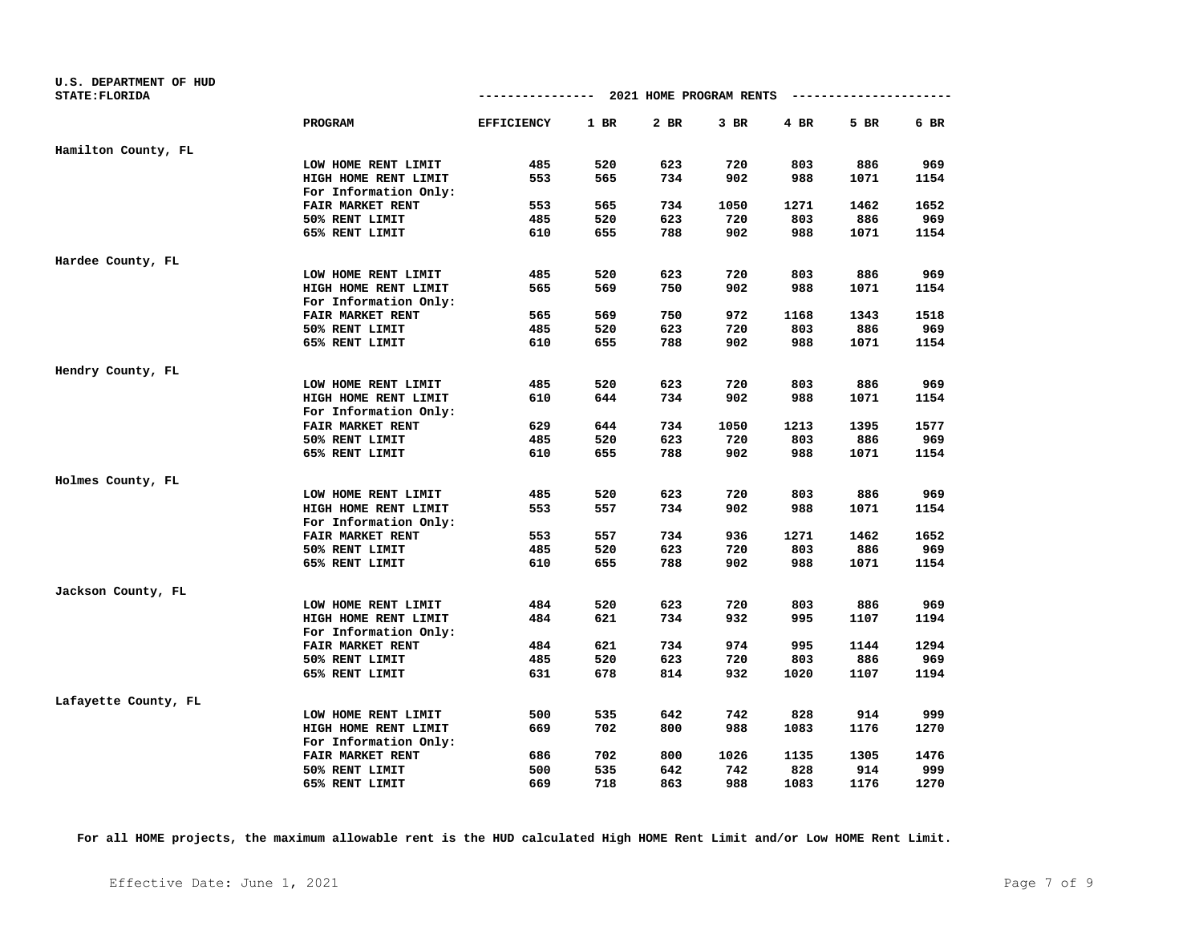U.S. DEPARTMENT OF HUD
STATE:FLORIDA

## 2021 HOME PROGRAM RENTS

| | PROGRAM | EFFICIENCY | 1 BR | 2 BR | 3 BR | 4 BR | 5 BR | 6 BR |
|---|---|---|---|---|---|---|---|---|
| **Hamilton County, FL** | | | | | | | | |
| | LOW HOME RENT LIMIT | 485 | 520 | 623 | 720 | 803 | 886 | 969 |
| | HIGH HOME RENT LIMIT | 553 | 565 | 734 | 902 | 988 | 1071 | 1154 |
| | For Information Only: | | | | | | | |
| | FAIR MARKET RENT | 553 | 565 | 734 | 1050 | 1271 | 1462 | 1652 |
| | 50% RENT LIMIT | 485 | 520 | 623 | 720 | 803 | 886 | 969 |
| | 65% RENT LIMIT | 610 | 655 | 788 | 902 | 988 | 1071 | 1154 |
| **Hardee County, FL** | | | | | | | | |
| | LOW HOME RENT LIMIT | 485 | 520 | 623 | 720 | 803 | 886 | 969 |
| | HIGH HOME RENT LIMIT | 565 | 569 | 750 | 902 | 988 | 1071 | 1154 |
| | For Information Only: | | | | | | | |
| | FAIR MARKET RENT | 565 | 569 | 750 | 972 | 1168 | 1343 | 1518 |
| | 50% RENT LIMIT | 485 | 520 | 623 | 720 | 803 | 886 | 969 |
| | 65% RENT LIMIT | 610 | 655 | 788 | 902 | 988 | 1071 | 1154 |
| **Hendry County, FL** | | | | | | | | |
| | LOW HOME RENT LIMIT | 485 | 520 | 623 | 720 | 803 | 886 | 969 |
| | HIGH HOME RENT LIMIT | 610 | 644 | 734 | 902 | 988 | 1071 | 1154 |
| | For Information Only: | | | | | | | |
| | FAIR MARKET RENT | 629 | 644 | 734 | 1050 | 1213 | 1395 | 1577 |
| | 50% RENT LIMIT | 485 | 520 | 623 | 720 | 803 | 886 | 969 |
| | 65% RENT LIMIT | 610 | 655 | 788 | 902 | 988 | 1071 | 1154 |
| **Holmes County, FL** | | | | | | | | |
| | LOW HOME RENT LIMIT | 485 | 520 | 623 | 720 | 803 | 886 | 969 |
| | HIGH HOME RENT LIMIT | 553 | 557 | 734 | 902 | 988 | 1071 | 1154 |
| | For Information Only: | | | | | | | |
| | FAIR MARKET RENT | 553 | 557 | 734 | 936 | 1271 | 1462 | 1652 |
| | 50% RENT LIMIT | 485 | 520 | 623 | 720 | 803 | 886 | 969 |
| | 65% RENT LIMIT | 610 | 655 | 788 | 902 | 988 | 1071 | 1154 |
| **Jackson County, FL** | | | | | | | | |
| | LOW HOME RENT LIMIT | 484 | 520 | 623 | 720 | 803 | 886 | 969 |
| | HIGH HOME RENT LIMIT | 484 | 621 | 734 | 932 | 995 | 1107 | 1194 |
| | For Information Only: | | | | | | | |
| | FAIR MARKET RENT | 484 | 621 | 734 | 974 | 995 | 1144 | 1294 |
| | 50% RENT LIMIT | 485 | 520 | 623 | 720 | 803 | 886 | 969 |
| | 65% RENT LIMIT | 631 | 678 | 814 | 932 | 1020 | 1107 | 1194 |
| **Lafayette County, FL** | | | | | | | | |
| | LOW HOME RENT LIMIT | 500 | 535 | 642 | 742 | 828 | 914 | 999 |
| | HIGH HOME RENT LIMIT | 669 | 702 | 800 | 988 | 1083 | 1176 | 1270 |
| | For Information Only: | | | | | | | |
| | FAIR MARKET RENT | 686 | 702 | 800 | 1026 | 1135 | 1305 | 1476 |
| | 50% RENT LIMIT | 500 | 535 | 642 | 742 | 828 | 914 | 999 |
| | 65% RENT LIMIT | 669 | 718 | 863 | 988 | 1083 | 1176 | 1270 |

**For all HOME projects, the maximum allowable rent is the HUD calculated High HOME Rent Limit and/or Low HOME Rent Limit.**

Effective Date: June 1, 2021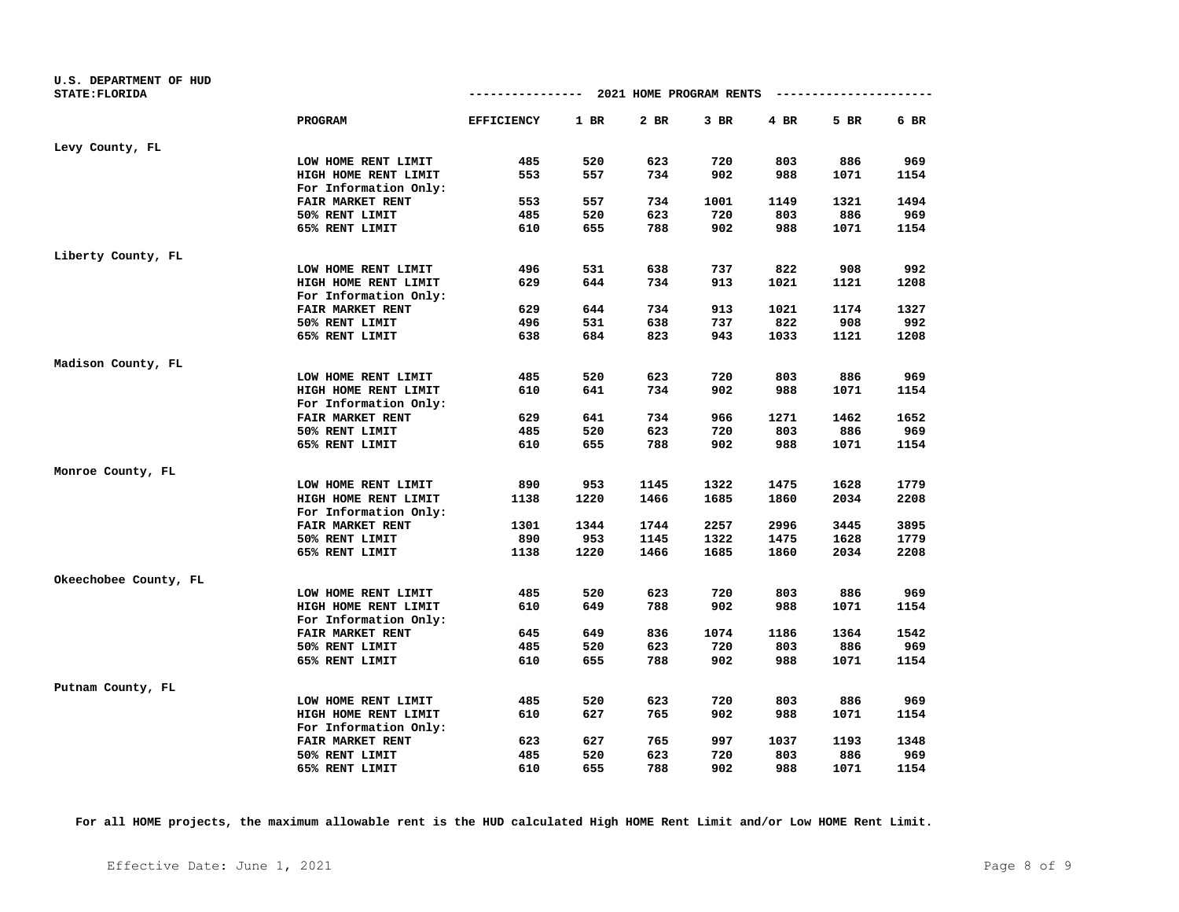U.S. DEPARTMENT OF HUD
STATE:FLORIDA

## 2021 HOME PROGRAM RENTS

| | PROGRAM | EFFICIENCY | 1 BR | 2 BR | 3 BR | 4 BR | 5 BR | 6 BR |
|---|---|---|---|---|---|---|---|---|
| Levy County, FL | | | | | | | | |
| | LOW HOME RENT LIMIT | 485 | 520 | 623 | 720 | 803 | 886 | 969 |
| | HIGH HOME RENT LIMIT | 553 | 557 | 734 | 902 | 988 | 1071 | 1154 |
| | For Information Only: | | | | | | | |
| | FAIR MARKET RENT | 553 | 557 | 734 | 1001 | 1149 | 1321 | 1494 |
| | 50% RENT LIMIT | 485 | 520 | 623 | 720 | 803 | 886 | 969 |
| | 65% RENT LIMIT | 610 | 655 | 788 | 902 | 988 | 1071 | 1154 |
| Liberty County, FL | | | | | | | | |
| | LOW HOME RENT LIMIT | 496 | 531 | 638 | 737 | 822 | 908 | 992 |
| | HIGH HOME RENT LIMIT | 629 | 644 | 734 | 913 | 1021 | 1121 | 1208 |
| | For Information Only: | | | | | | | |
| | FAIR MARKET RENT | 629 | 644 | 734 | 913 | 1021 | 1174 | 1327 |
| | 50% RENT LIMIT | 496 | 531 | 638 | 737 | 822 | 908 | 992 |
| | 65% RENT LIMIT | 638 | 684 | 823 | 943 | 1033 | 1121 | 1208 |
| Madison County, FL | | | | | | | | |
| | LOW HOME RENT LIMIT | 485 | 520 | 623 | 720 | 803 | 886 | 969 |
| | HIGH HOME RENT LIMIT | 610 | 641 | 734 | 902 | 988 | 1071 | 1154 |
| | For Information Only: | | | | | | | |
| | FAIR MARKET RENT | 629 | 641 | 734 | 966 | 1271 | 1462 | 1652 |
| | 50% RENT LIMIT | 485 | 520 | 623 | 720 | 803 | 886 | 969 |
| | 65% RENT LIMIT | 610 | 655 | 788 | 902 | 988 | 1071 | 1154 |
| Monroe County, FL | | | | | | | | |
| | LOW HOME RENT LIMIT | 890 | 953 | 1145 | 1322 | 1475 | 1628 | 1779 |
| | HIGH HOME RENT LIMIT | 1138 | 1220 | 1466 | 1685 | 1860 | 2034 | 2208 |
| | For Information Only: | | | | | | | |
| | FAIR MARKET RENT | 1301 | 1344 | 1744 | 2257 | 2996 | 3445 | 3895 |
| | 50% RENT LIMIT | 890 | 953 | 1145 | 1322 | 1475 | 1628 | 1779 |
| | 65% RENT LIMIT | 1138 | 1220 | 1466 | 1685 | 1860 | 2034 | 2208 |
| Okeechobee County, FL | | | | | | | | |
| | LOW HOME RENT LIMIT | 485 | 520 | 623 | 720 | 803 | 886 | 969 |
| | HIGH HOME RENT LIMIT | 610 | 649 | 788 | 902 | 988 | 1071 | 1154 |
| | For Information Only: | | | | | | | |
| | FAIR MARKET RENT | 645 | 649 | 836 | 1074 | 1186 | 1364 | 1542 |
| | 50% RENT LIMIT | 485 | 520 | 623 | 720 | 803 | 886 | 969 |
| | 65% RENT LIMIT | 610 | 655 | 788 | 902 | 988 | 1071 | 1154 |
| Putnam County, FL | | | | | | | | |
| | LOW HOME RENT LIMIT | 485 | 520 | 623 | 720 | 803 | 886 | 969 |
| | HIGH HOME RENT LIMIT | 610 | 627 | 765 | 902 | 988 | 1071 | 1154 |
| | For Information Only: | | | | | | | |
| | FAIR MARKET RENT | 623 | 627 | 765 | 997 | 1037 | 1193 | 1348 |
| | 50% RENT LIMIT | 485 | 520 | 623 | 720 | 803 | 886 | 969 |
| | 65% RENT LIMIT | 610 | 655 | 788 | 902 | 988 | 1071 | 1154 |

**For all HOME projects, the maximum allowable rent is the HUD calculated High HOME Rent Limit and/or Low HOME Rent Limit.**

Effective Date: June 1, 2021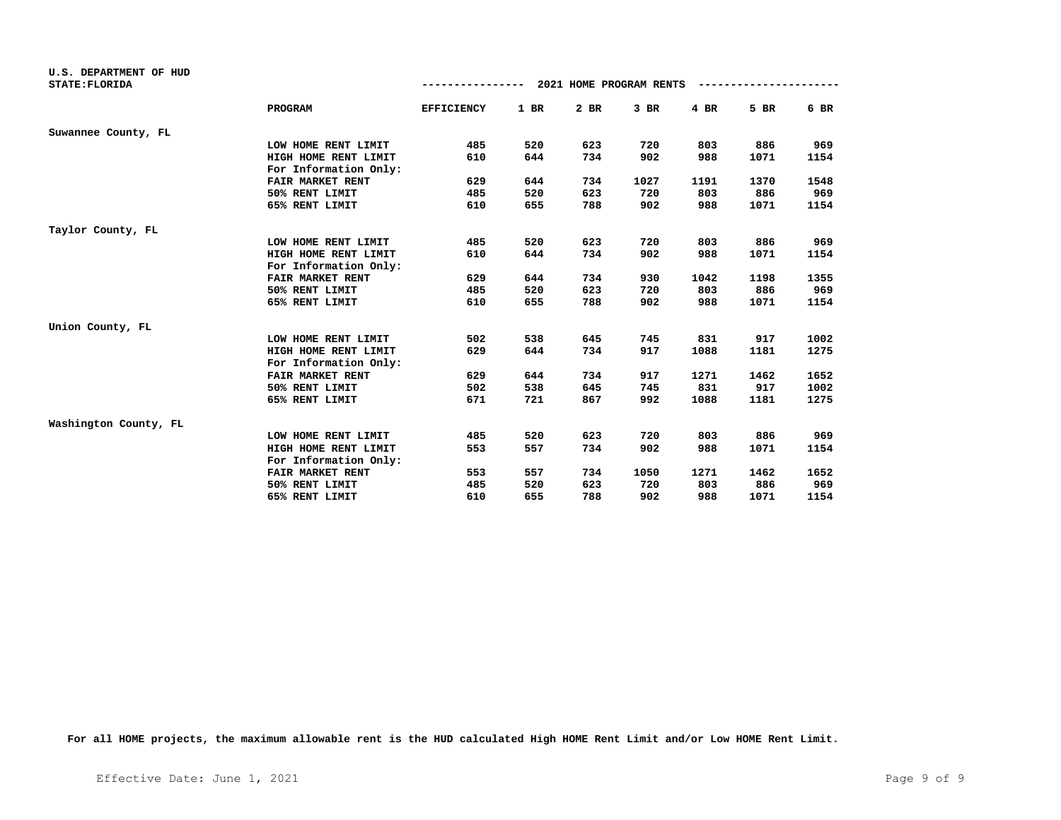U.S. DEPARTMENT OF HUD
STATE:FLORIDA

## 2021 HOME PROGRAM RENTS

| | PROGRAM | EFFICIENCY | 1 BR | 2 BR | 3 BR | 4 BR | 5 BR | 6 BR |
|---|---|---|---|---|---|---|---|---|
| Suwannee County, FL | | | | | | | | |
| | LOW HOME RENT LIMIT | 485 | 520 | 623 | 720 | 803 | 886 | 969 |
| | HIGH HOME RENT LIMIT | 610 | 644 | 734 | 902 | 988 | 1071 | 1154 |
| | For Information Only: | | | | | | | |
| | FAIR MARKET RENT | 629 | 644 | 734 | 1027 | 1191 | 1370 | 1548 |
| | 50% RENT LIMIT | 485 | 520 | 623 | 720 | 803 | 886 | 969 |
| | 65% RENT LIMIT | 610 | 655 | 788 | 902 | 988 | 1071 | 1154 |
| Taylor County, FL | | | | | | | | |
| | LOW HOME RENT LIMIT | 485 | 520 | 623 | 720 | 803 | 886 | 969 |
| | HIGH HOME RENT LIMIT | 610 | 644 | 734 | 902 | 988 | 1071 | 1154 |
| | For Information Only: | | | | | | | |
| | FAIR MARKET RENT | 629 | 644 | 734 | 930 | 1042 | 1198 | 1355 |
| | 50% RENT LIMIT | 485 | 520 | 623 | 720 | 803 | 886 | 969 |
| | 65% RENT LIMIT | 610 | 655 | 788 | 902 | 988 | 1071 | 1154 |
| Union County, FL | | | | | | | | |
| | LOW HOME RENT LIMIT | 502 | 538 | 645 | 745 | 831 | 917 | 1002 |
| | HIGH HOME RENT LIMIT | 629 | 644 | 734 | 917 | 1088 | 1181 | 1275 |
| | For Information Only: | | | | | | | |
| | FAIR MARKET RENT | 629 | 644 | 734 | 917 | 1271 | 1462 | 1652 |
| | 50% RENT LIMIT | 502 | 538 | 645 | 745 | 831 | 917 | 1002 |
| | 65% RENT LIMIT | 671 | 721 | 867 | 992 | 1088 | 1181 | 1275 |
| Washington County, FL | | | | | | | | |
| | LOW HOME RENT LIMIT | 485 | 520 | 623 | 720 | 803 | 886 | 969 |
| | HIGH HOME RENT LIMIT | 553 | 557 | 734 | 902 | 988 | 1071 | 1154 |
| | For Information Only: | | | | | | | |
| | FAIR MARKET RENT | 553 | 557 | 734 | 1050 | 1271 | 1462 | 1652 |
| | 50% RENT LIMIT | 485 | 520 | 623 | 720 | 803 | 886 | 969 |
| | 65% RENT LIMIT | 610 | 655 | 788 | 902 | 988 | 1071 | 1154 |

**For all HOME projects, the maximum allowable rent is the HUD calculated High HOME Rent Limit and/or Low HOME Rent Limit.**

Effective Date: June 1, 2021